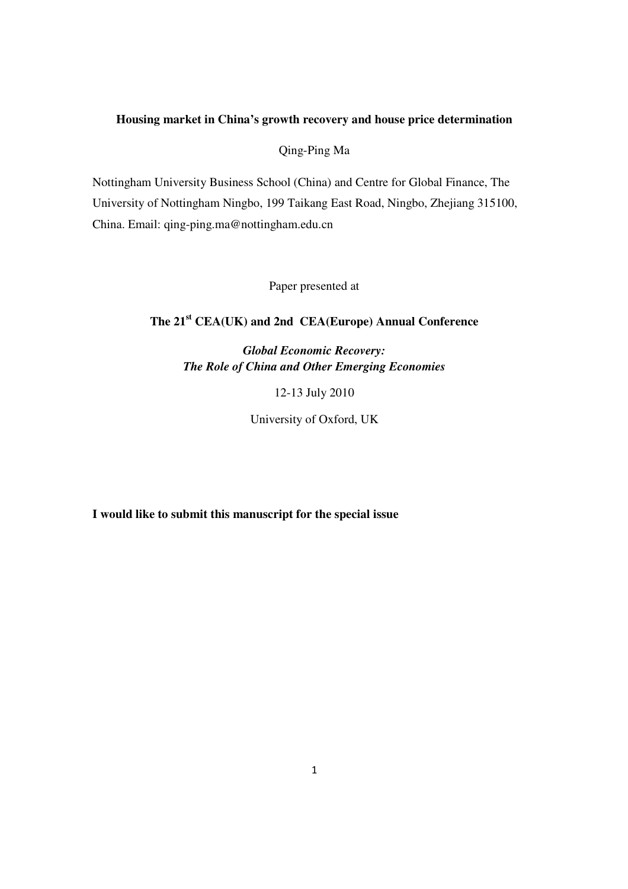# Housing market in China's growth recovery and house price determination

Qing-Ping Ma

Nottingham University Business School (China) and Centre for Global Finance, The University of Nottingham Ningbo, 199 Taikang East Road, Ningbo, Zhejiang 315100, China. Email: qing-ping.ma@nottingham.edu.cn

Paper presented at

**The 21st CEA(UK) and 2nd CEA(Europe) Annual Conference**

***Global Economic Recovery: The Role of China and Other Emerging Economies***

12-13 July 2010

University of Oxford, UK

**I would like to submit this manuscript for the special issue**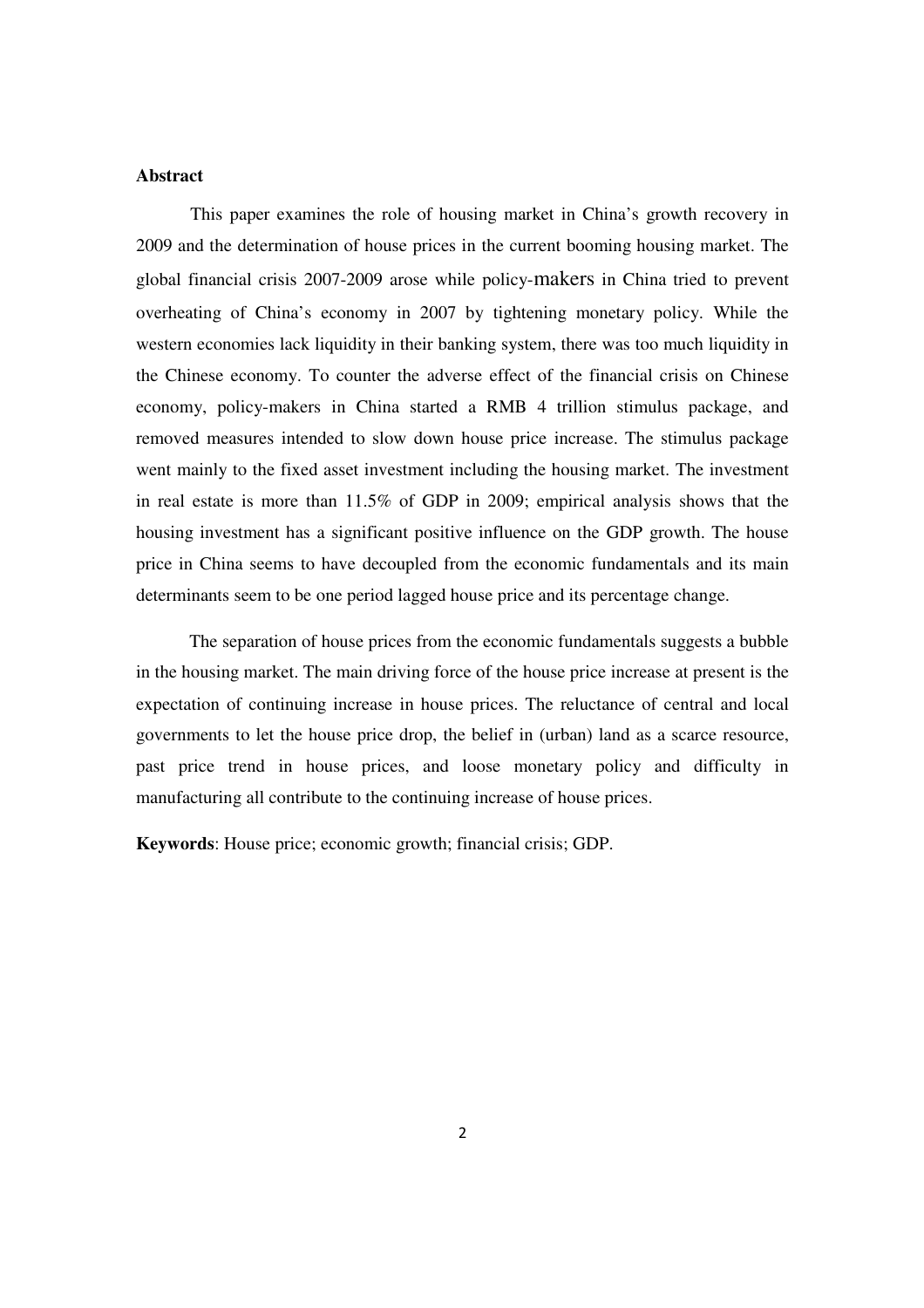**Abstract**

This paper examines the role of housing market in China's growth recovery in 2009 and the determination of house prices in the current booming housing market. The global financial crisis 2007-2009 arose while policy-makers in China tried to prevent overheating of China's economy in 2007 by tightening monetary policy. While the western economies lack liquidity in their banking system, there was too much liquidity in the Chinese economy. To counter the adverse effect of the financial crisis on Chinese economy, policy-makers in China started a RMB 4 trillion stimulus package, and removed measures intended to slow down house price increase. The stimulus package went mainly to the fixed asset investment including the housing market. The investment in real estate is more than 11.5% of GDP in 2009; empirical analysis shows that the housing investment has a significant positive influence on the GDP growth. The house price in China seems to have decoupled from the economic fundamentals and its main determinants seem to be one period lagged house price and its percentage change.

The separation of house prices from the economic fundamentals suggests a bubble in the housing market. The main driving force of the house price increase at present is the expectation of continuing increase in house prices. The reluctance of central and local governments to let the house price drop, the belief in (urban) land as a scarce resource, past price trend in house prices, and loose monetary policy and difficulty in manufacturing all contribute to the continuing increase of house prices.

**Keywords**: House price; economic growth; financial crisis; GDP.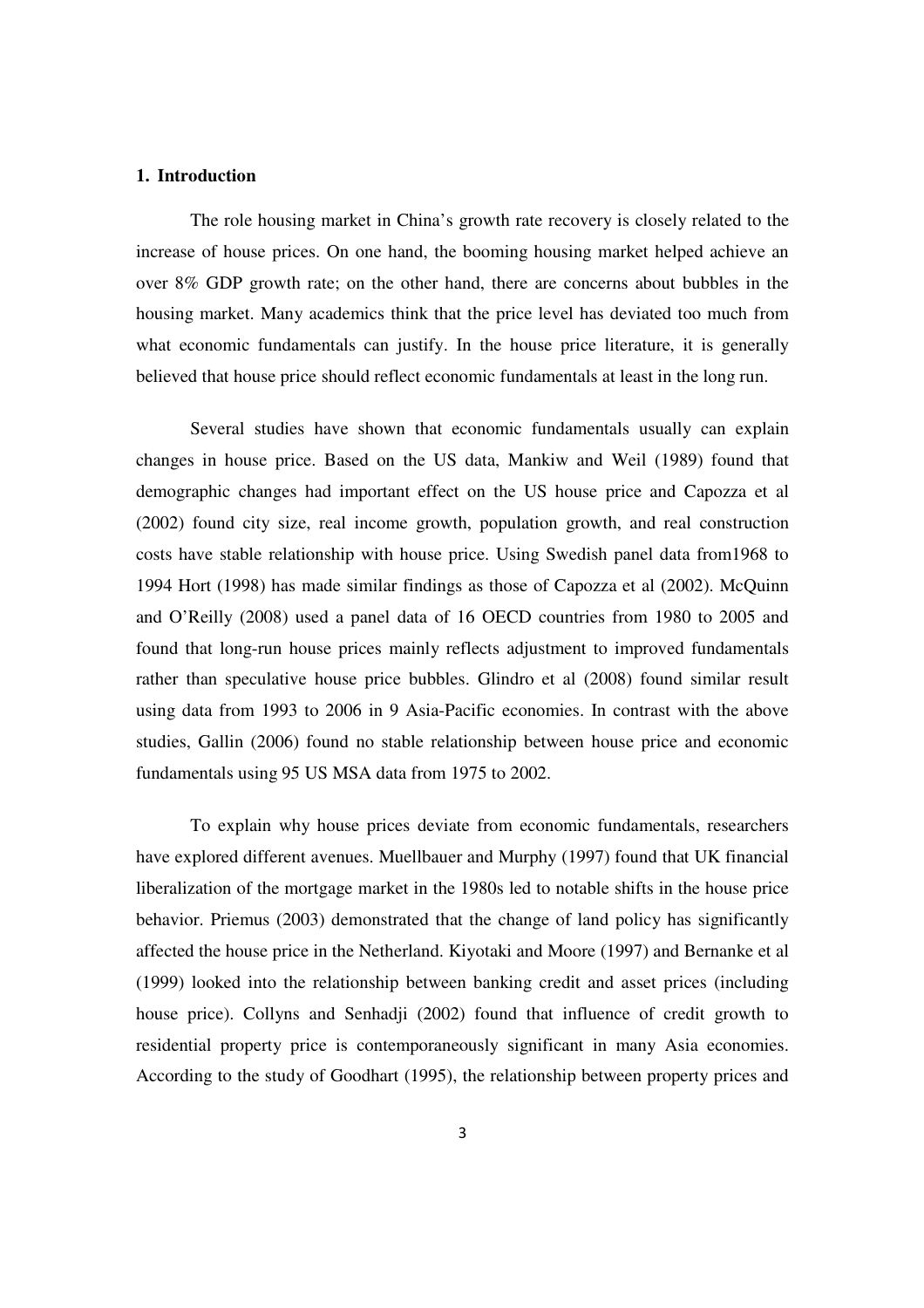## 1. Introduction

The role housing market in China's growth rate recovery is closely related to the increase of house prices. On one hand, the booming housing market helped achieve an over 8% GDP growth rate; on the other hand, there are concerns about bubbles in the housing market. Many academics think that the price level has deviated too much from what economic fundamentals can justify. In the house price literature, it is generally believed that house price should reflect economic fundamentals at least in the long run.

Several studies have shown that economic fundamentals usually can explain changes in house price. Based on the US data, Mankiw and Weil (1989) found that demographic changes had important effect on the US house price and Capozza et al (2002) found city size, real income growth, population growth, and real construction costs have stable relationship with house price. Using Swedish panel data from1968 to 1994 Hort (1998) has made similar findings as those of Capozza et al (2002). McQuinn and O'Reilly (2008) used a panel data of 16 OECD countries from 1980 to 2005 and found that long-run house prices mainly reflects adjustment to improved fundamentals rather than speculative house price bubbles. Glindro et al (2008) found similar result using data from 1993 to 2006 in 9 Asia-Pacific economies. In contrast with the above studies, Gallin (2006) found no stable relationship between house price and economic fundamentals using 95 US MSA data from 1975 to 2002.

To explain why house prices deviate from economic fundamentals, researchers have explored different avenues. Muellbauer and Murphy (1997) found that UK financial liberalization of the mortgage market in the 1980s led to notable shifts in the house price behavior. Priemus (2003) demonstrated that the change of land policy has significantly affected the house price in the Netherland. Kiyotaki and Moore (1997) and Bernanke et al (1999) looked into the relationship between banking credit and asset prices (including house price). Collyns and Senhadji (2002) found that influence of credit growth to residential property price is contemporaneously significant in many Asia economies. According to the study of Goodhart (1995), the relationship between property prices and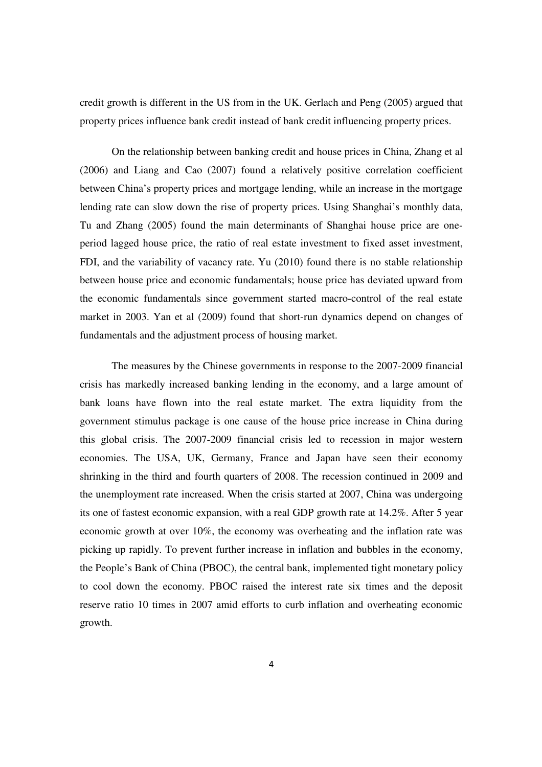credit growth is different in the US from in the UK. Gerlach and Peng (2005) argued that property prices influence bank credit instead of bank credit influencing property prices.

On the relationship between banking credit and house prices in China, Zhang et al (2006) and Liang and Cao (2007) found a relatively positive correlation coefficient between China's property prices and mortgage lending, while an increase in the mortgage lending rate can slow down the rise of property prices. Using Shanghai's monthly data, Tu and Zhang (2005) found the main determinants of Shanghai house price are one-period lagged house price, the ratio of real estate investment to fixed asset investment, FDI, and the variability of vacancy rate. Yu (2010) found there is no stable relationship between house price and economic fundamentals; house price has deviated upward from the economic fundamentals since government started macro-control of the real estate market in 2003. Yan et al (2009) found that short-run dynamics depend on changes of fundamentals and the adjustment process of housing market.

The measures by the Chinese governments in response to the 2007-2009 financial crisis has markedly increased banking lending in the economy, and a large amount of bank loans have flown into the real estate market. The extra liquidity from the government stimulus package is one cause of the house price increase in China during this global crisis. The 2007-2009 financial crisis led to recession in major western economies. The USA, UK, Germany, France and Japan have seen their economy shrinking in the third and fourth quarters of 2008. The recession continued in 2009 and the unemployment rate increased. When the crisis started at 2007, China was undergoing its one of fastest economic expansion, with a real GDP growth rate at 14.2%. After 5 year economic growth at over 10%, the economy was overheating and the inflation rate was picking up rapidly. To prevent further increase in inflation and bubbles in the economy, the People's Bank of China (PBOC), the central bank, implemented tight monetary policy to cool down the economy. PBOC raised the interest rate six times and the deposit reserve ratio 10 times in 2007 amid efforts to curb inflation and overheating economic growth.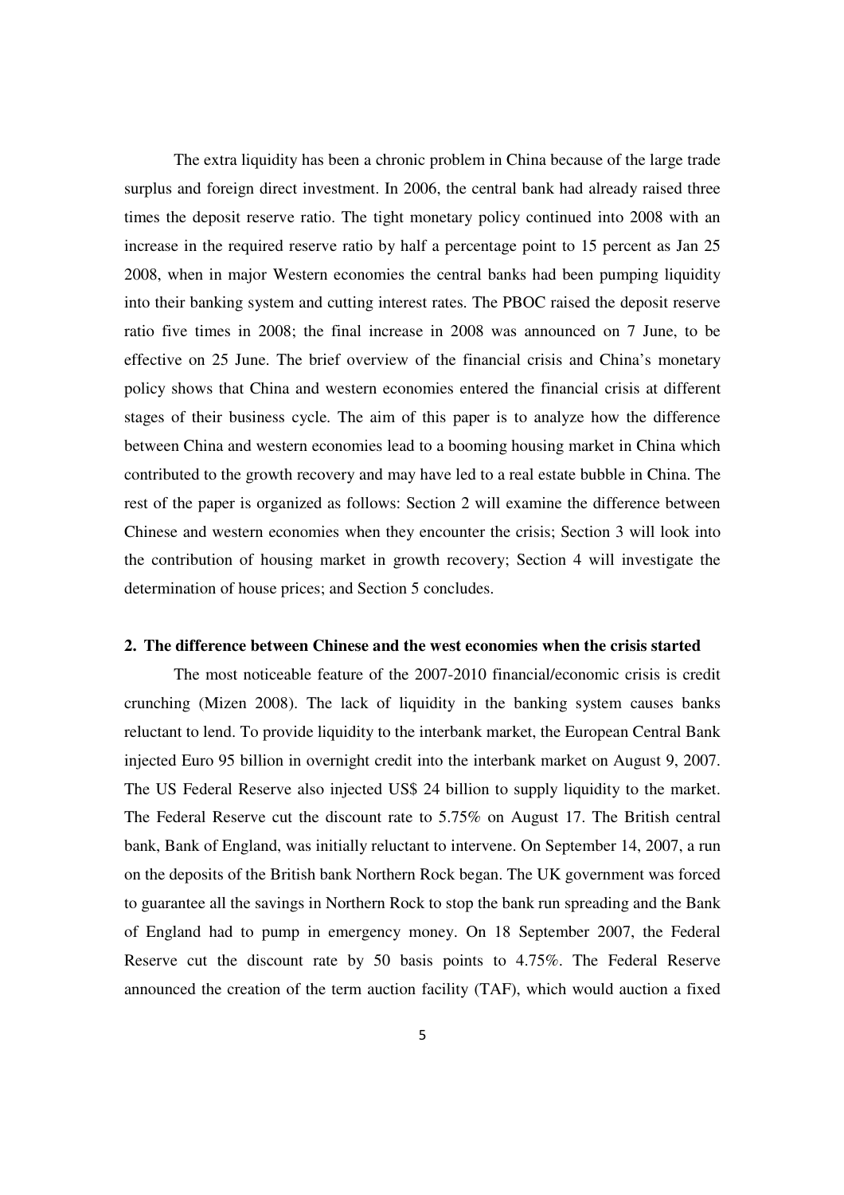The extra liquidity has been a chronic problem in China because of the large trade surplus and foreign direct investment. In 2006, the central bank had already raised three times the deposit reserve ratio. The tight monetary policy continued into 2008 with an increase in the required reserve ratio by half a percentage point to 15 percent as Jan 25 2008, when in major Western economies the central banks had been pumping liquidity into their banking system and cutting interest rates. The PBOC raised the deposit reserve ratio five times in 2008; the final increase in 2008 was announced on 7 June, to be effective on 25 June. The brief overview of the financial crisis and China's monetary policy shows that China and western economies entered the financial crisis at different stages of their business cycle. The aim of this paper is to analyze how the difference between China and western economies lead to a booming housing market in China which contributed to the growth recovery and may have led to a real estate bubble in China. The rest of the paper is organized as follows: Section 2 will examine the difference between Chinese and western economies when they encounter the crisis; Section 3 will look into the contribution of housing market in growth recovery; Section 4 will investigate the determination of house prices; and Section 5 concludes.

## 2. The difference between Chinese and the west economies when the crisis started

The most noticeable feature of the 2007-2010 financial/economic crisis is credit crunching (Mizen 2008). The lack of liquidity in the banking system causes banks reluctant to lend. To provide liquidity to the interbank market, the European Central Bank injected Euro 95 billion in overnight credit into the interbank market on August 9, 2007. The US Federal Reserve also injected US$ 24 billion to supply liquidity to the market. The Federal Reserve cut the discount rate to 5.75% on August 17. The British central bank, Bank of England, was initially reluctant to intervene. On September 14, 2007, a run on the deposits of the British bank Northern Rock began. The UK government was forced to guarantee all the savings in Northern Rock to stop the bank run spreading and the Bank of England had to pump in emergency money. On 18 September 2007, the Federal Reserve cut the discount rate by 50 basis points to 4.75%. The Federal Reserve announced the creation of the term auction facility (TAF), which would auction a fixed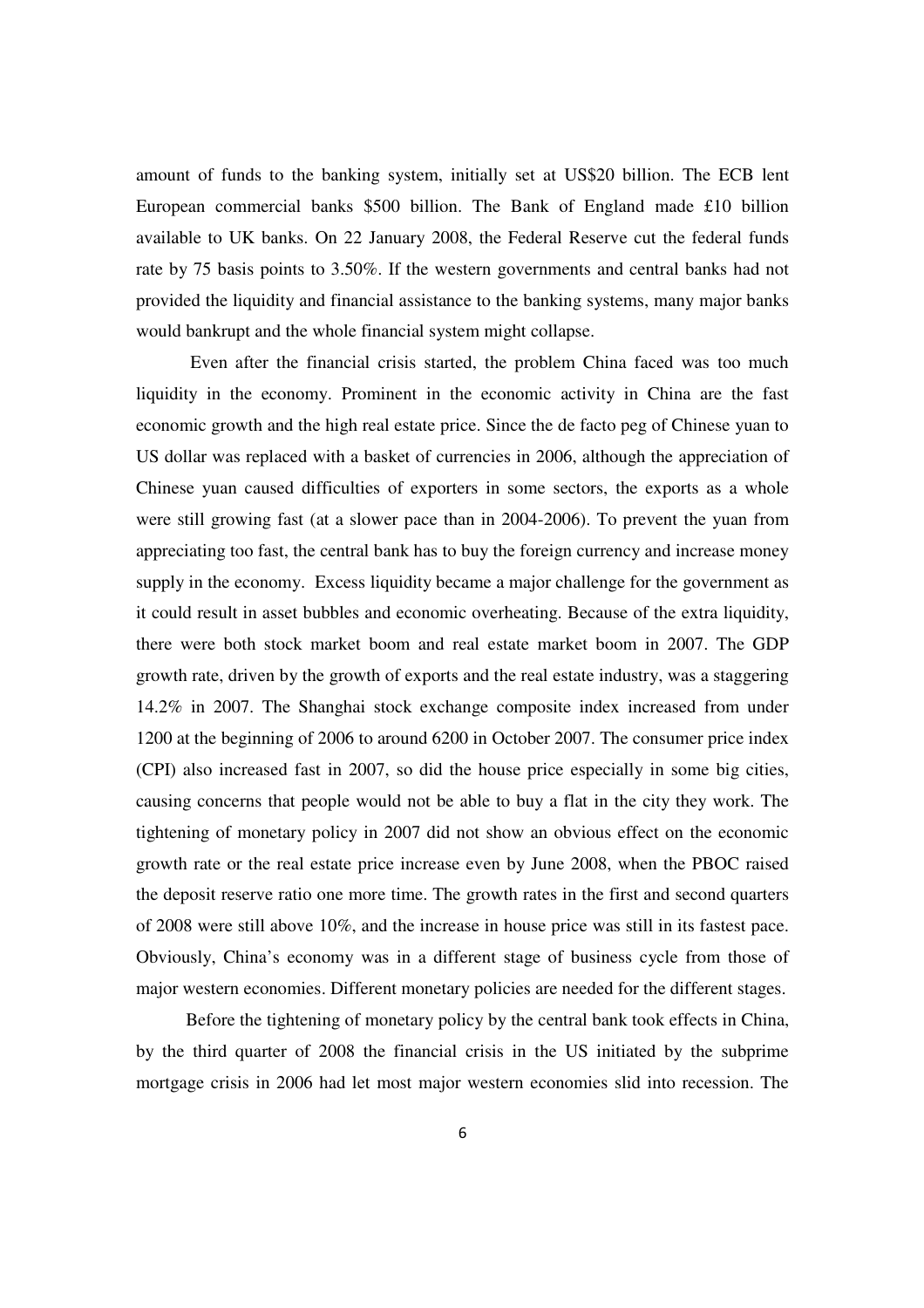amount of funds to the banking system, initially set at US$20 billion. The ECB lent European commercial banks $500 billion. The Bank of England made £10 billion available to UK banks. On 22 January 2008, the Federal Reserve cut the federal funds rate by 75 basis points to 3.50%. If the western governments and central banks had not provided the liquidity and financial assistance to the banking systems, many major banks would bankrupt and the whole financial system might collapse.

Even after the financial crisis started, the problem China faced was too much liquidity in the economy. Prominent in the economic activity in China are the fast economic growth and the high real estate price. Since the de facto peg of Chinese yuan to US dollar was replaced with a basket of currencies in 2006, although the appreciation of Chinese yuan caused difficulties of exporters in some sectors, the exports as a whole were still growing fast (at a slower pace than in 2004-2006). To prevent the yuan from appreciating too fast, the central bank has to buy the foreign currency and increase money supply in the economy. Excess liquidity became a major challenge for the government as it could result in asset bubbles and economic overheating. Because of the extra liquidity, there were both stock market boom and real estate market boom in 2007. The GDP growth rate, driven by the growth of exports and the real estate industry, was a staggering 14.2% in 2007. The Shanghai stock exchange composite index increased from under 1200 at the beginning of 2006 to around 6200 in October 2007. The consumer price index (CPI) also increased fast in 2007, so did the house price especially in some big cities, causing concerns that people would not be able to buy a flat in the city they work. The tightening of monetary policy in 2007 did not show an obvious effect on the economic growth rate or the real estate price increase even by June 2008, when the PBOC raised the deposit reserve ratio one more time. The growth rates in the first and second quarters of 2008 were still above 10%, and the increase in house price was still in its fastest pace. Obviously, China's economy was in a different stage of business cycle from those of major western economies. Different monetary policies are needed for the different stages.

Before the tightening of monetary policy by the central bank took effects in China, by the third quarter of 2008 the financial crisis in the US initiated by the subprime mortgage crisis in 2006 had let most major western economies slid into recession. The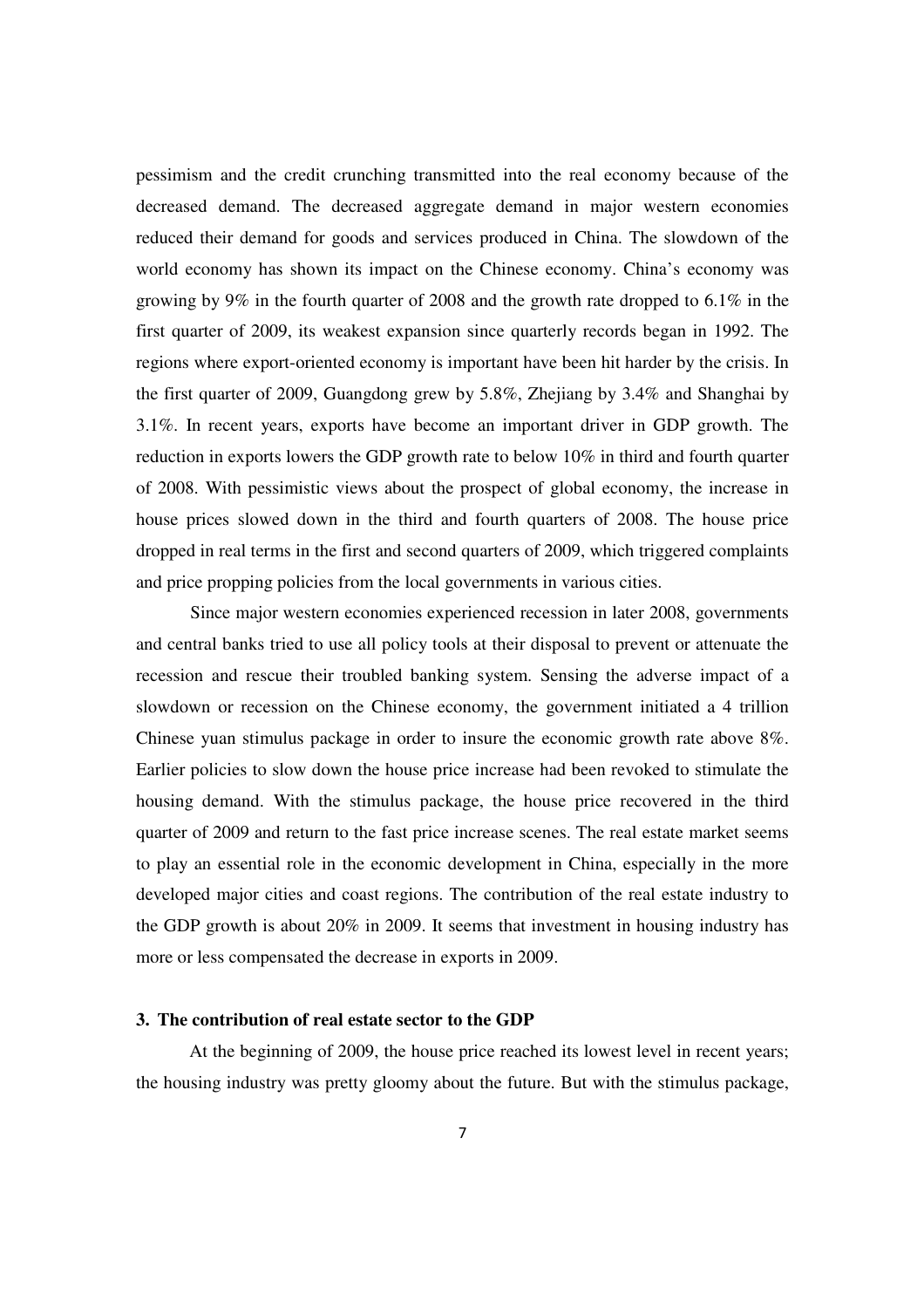pessimism and the credit crunching transmitted into the real economy because of the decreased demand. The decreased aggregate demand in major western economies reduced their demand for goods and services produced in China. The slowdown of the world economy has shown its impact on the Chinese economy. China's economy was growing by 9% in the fourth quarter of 2008 and the growth rate dropped to 6.1% in the first quarter of 2009, its weakest expansion since quarterly records began in 1992. The regions where export-oriented economy is important have been hit harder by the crisis. In the first quarter of 2009, Guangdong grew by 5.8%, Zhejiang by 3.4% and Shanghai by 3.1%. In recent years, exports have become an important driver in GDP growth. The reduction in exports lowers the GDP growth rate to below 10% in third and fourth quarter of 2008. With pessimistic views about the prospect of global economy, the increase in house prices slowed down in the third and fourth quarters of 2008. The house price dropped in real terms in the first and second quarters of 2009, which triggered complaints and price propping policies from the local governments in various cities.

Since major western economies experienced recession in later 2008, governments and central banks tried to use all policy tools at their disposal to prevent or attenuate the recession and rescue their troubled banking system. Sensing the adverse impact of a slowdown or recession on the Chinese economy, the government initiated a 4 trillion Chinese yuan stimulus package in order to insure the economic growth rate above 8%. Earlier policies to slow down the house price increase had been revoked to stimulate the housing demand. With the stimulus package, the house price recovered in the third quarter of 2009 and return to the fast price increase scenes. The real estate market seems to play an essential role in the economic development in China, especially in the more developed major cities and coast regions. The contribution of the real estate industry to the GDP growth is about 20% in 2009. It seems that investment in housing industry has more or less compensated the decrease in exports in 2009.

## 3. The contribution of real estate sector to the GDP

At the beginning of 2009, the house price reached its lowest level in recent years; the housing industry was pretty gloomy about the future. But with the stimulus package,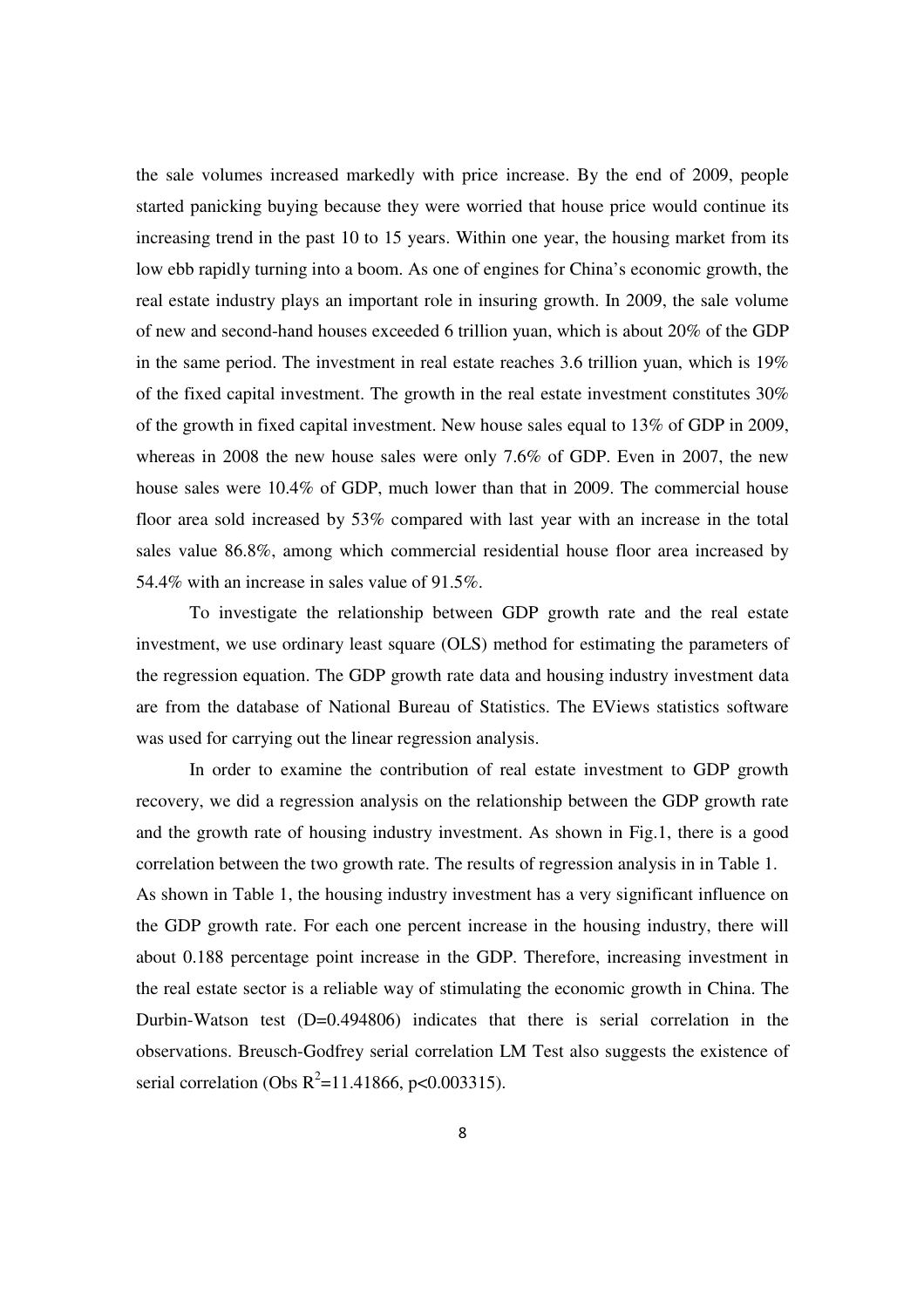the sale volumes increased markedly with price increase. By the end of 2009, people started panicking buying because they were worried that house price would continue its increasing trend in the past 10 to 15 years. Within one year, the housing market from its low ebb rapidly turning into a boom. As one of engines for China's economic growth, the real estate industry plays an important role in insuring growth. In 2009, the sale volume of new and second-hand houses exceeded 6 trillion yuan, which is about 20% of the GDP in the same period. The investment in real estate reaches 3.6 trillion yuan, which is 19% of the fixed capital investment. The growth in the real estate investment constitutes 30% of the growth in fixed capital investment. New house sales equal to 13% of GDP in 2009, whereas in 2008 the new house sales were only 7.6% of GDP. Even in 2007, the new house sales were 10.4% of GDP, much lower than that in 2009. The commercial house floor area sold increased by 53% compared with last year with an increase in the total sales value 86.8%, among which commercial residential house floor area increased by 54.4% with an increase in sales value of 91.5%.

To investigate the relationship between GDP growth rate and the real estate investment, we use ordinary least square (OLS) method for estimating the parameters of the regression equation. The GDP growth rate data and housing industry investment data are from the database of National Bureau of Statistics. The EViews statistics software was used for carrying out the linear regression analysis.

In order to examine the contribution of real estate investment to GDP growth recovery, we did a regression analysis on the relationship between the GDP growth rate and the growth rate of housing industry investment. As shown in Fig.1, there is a good correlation between the two growth rate. The results of regression analysis in in Table 1. As shown in Table 1, the housing industry investment has a very significant influence on the GDP growth rate. For each one percent increase in the housing industry, there will about 0.188 percentage point increase in the GDP. Therefore, increasing investment in the real estate sector is a reliable way of stimulating the economic growth in China. The Durbin-Watson test (D=0.494806) indicates that there is serial correlation in the observations. Breusch-Godfrey serial correlation LM Test also suggests the existence of serial correlation (Obs $R^2$=11.41866, $p<0.003315$).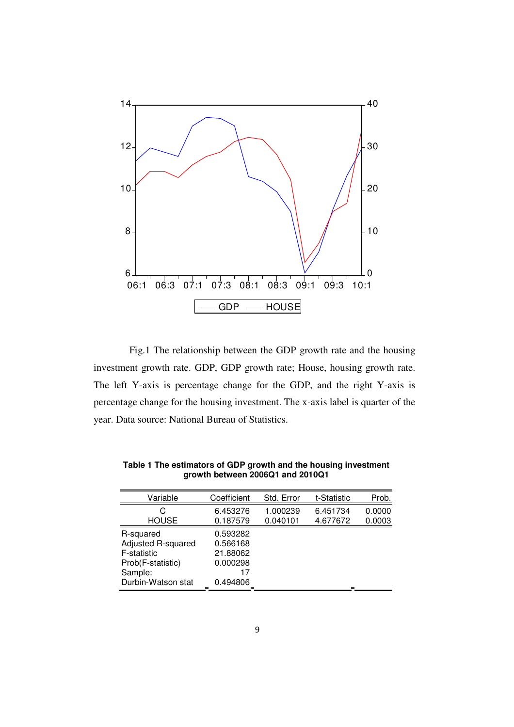Fig.1 The relationship between the GDP growth rate and the housing investment growth rate. GDP, GDP growth rate; House, housing growth rate. The left Y-axis is percentage change for the GDP, and the right Y-axis is percentage change for the housing investment. The x-axis label is quarter of the year. Data source: National Bureau of Statistics.

**Table 1 The estimators of GDP growth and the housing investment growth between 2006Q1 and 2010Q1**

| Variable | Coefficient | Std. Error | t-Statistic | Prob. |
|---|---|---|---|---|
| C | 6.453276 | 1.000239 | 6.451734 | 0.0000 |
| HOUSE | 0.187579 | 0.040101 | 4.677672 | 0.0003 |
| R-squared | 0.593282 | | | |
| Adjusted R-squared | 0.566168 | | | |
| F-statistic | 21.88062 | | | |
| Prob(F-statistic) | 0.000298 | | | |
| Sample: | 17 | | | |
| Durbin-Watson stat | 0.494806 | | | |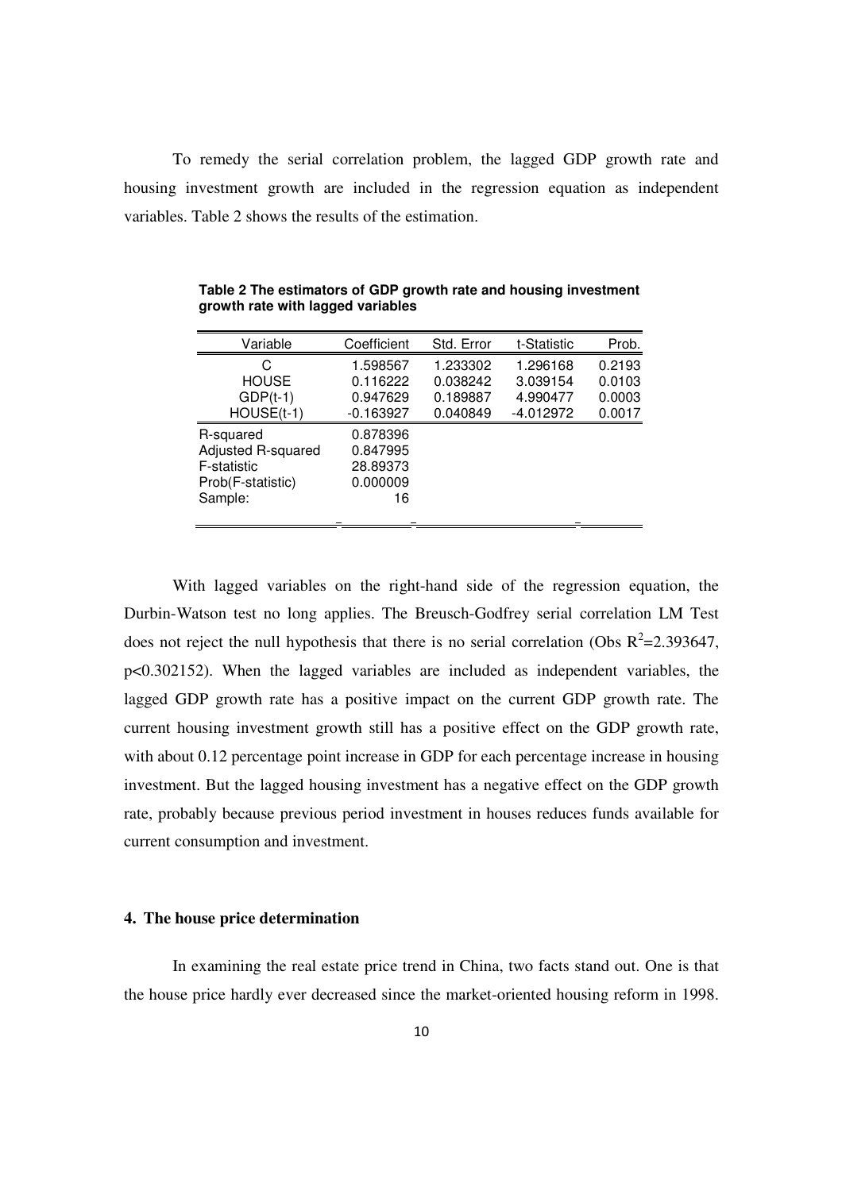To remedy the serial correlation problem, the lagged GDP growth rate and housing investment growth are included in the regression equation as independent variables. Table 2 shows the results of the estimation.

**Table 2 The estimators of GDP growth rate and housing investment growth rate with lagged variables**

| Variable | Coefficient | Std. Error | t-Statistic | Prob. |
|---|---|---|---|---|
| C | 1.598567 | 1.233302 | 1.296168 | 0.2193 |
| HOUSE | 0.116222 | 0.038242 | 3.039154 | 0.0103 |
| GDP(t-1) | 0.947629 | 0.189887 | 4.990477 | 0.0003 |
| HOUSE(t-1) | -0.163927 | 0.040849 | -4.012972 | 0.0017 |
| R-squared | 0.878396 | | | |
| Adjusted R-squared | 0.847995 | | | |
| F-statistic | 28.89373 | | | |
| Prob(F-statistic) | 0.000009 | | | |
| Sample: | 16 | | | |

With lagged variables on the right-hand side of the regression equation, the Durbin-Watson test no long applies. The Breusch-Godfrey serial correlation LM Test does not reject the null hypothesis that there is no serial correlation (Obs $R^2$=2.393647, $p$<0.302152). When the lagged variables are included as independent variables, the lagged GDP growth rate has a positive impact on the current GDP growth rate. The current housing investment growth still has a positive effect on the GDP growth rate, with about 0.12 percentage point increase in GDP for each percentage increase in housing investment. But the lagged housing investment has a negative effect on the GDP growth rate, probably because previous period investment in houses reduces funds available for current consumption and investment.

### 4. The house price determination

In examining the real estate price trend in China, two facts stand out. One is that the house price hardly ever decreased since the market-oriented housing reform in 1998.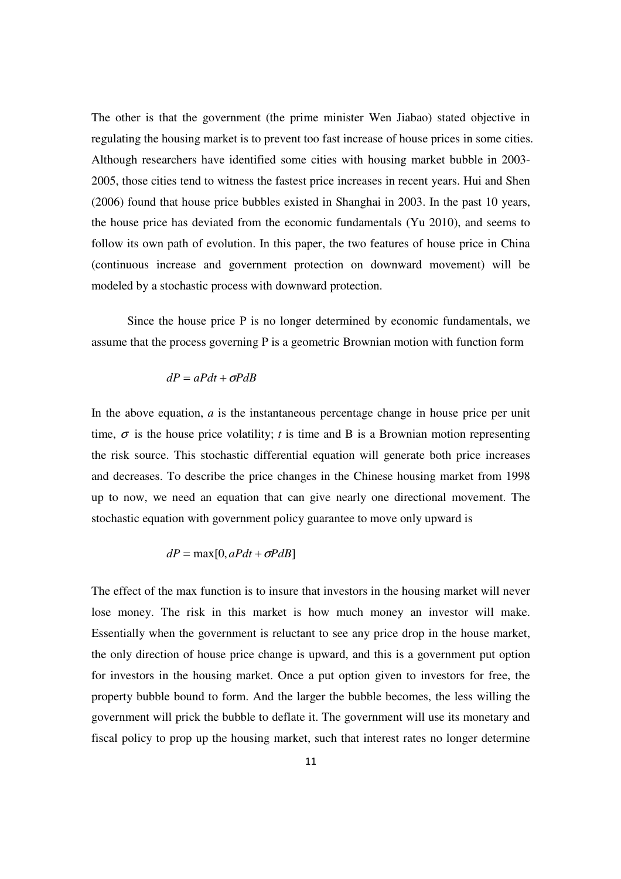The other is that the government (the prime minister Wen Jiabao) stated objective in regulating the housing market is to prevent too fast increase of house prices in some cities. Although researchers have identified some cities with housing market bubble in 2003-2005, those cities tend to witness the fastest price increases in recent years. Hui and Shen (2006) found that house price bubbles existed in Shanghai in 2003. In the past 10 years, the house price has deviated from the economic fundamentals (Yu 2010), and seems to follow its own path of evolution. In this paper, the two features of house price in China (continuous increase and government protection on downward movement) will be modeled by a stochastic process with downward protection.

Since the house price P is no longer determined by economic fundamentals, we assume that the process governing P is a geometric Brownian motion with function form

$$dP = aPdt + \sigma PdB$$

In the above equation, $a$ is the instantaneous percentage change in house price per unit time, $\sigma$ is the house price volatility; $t$ is time and B is a Brownian motion representing the risk source. This stochastic differential equation will generate both price increases and decreases. To describe the price changes in the Chinese housing market from 1998 up to now, we need an equation that can give nearly one directional movement. The stochastic equation with government policy guarantee to move only upward is

$$dP = \max[0, aPdt + \sigma PdB]$$

The effect of the max function is to insure that investors in the housing market will never lose money. The risk in this market is how much money an investor will make. Essentially when the government is reluctant to see any price drop in the house market, the only direction of house price change is upward, and this is a government put option for investors in the housing market. Once a put option given to investors for free, the property bubble bound to form. And the larger the bubble becomes, the less willing the government will prick the bubble to deflate it. The government will use its monetary and fiscal policy to prop up the housing market, such that interest rates no longer determine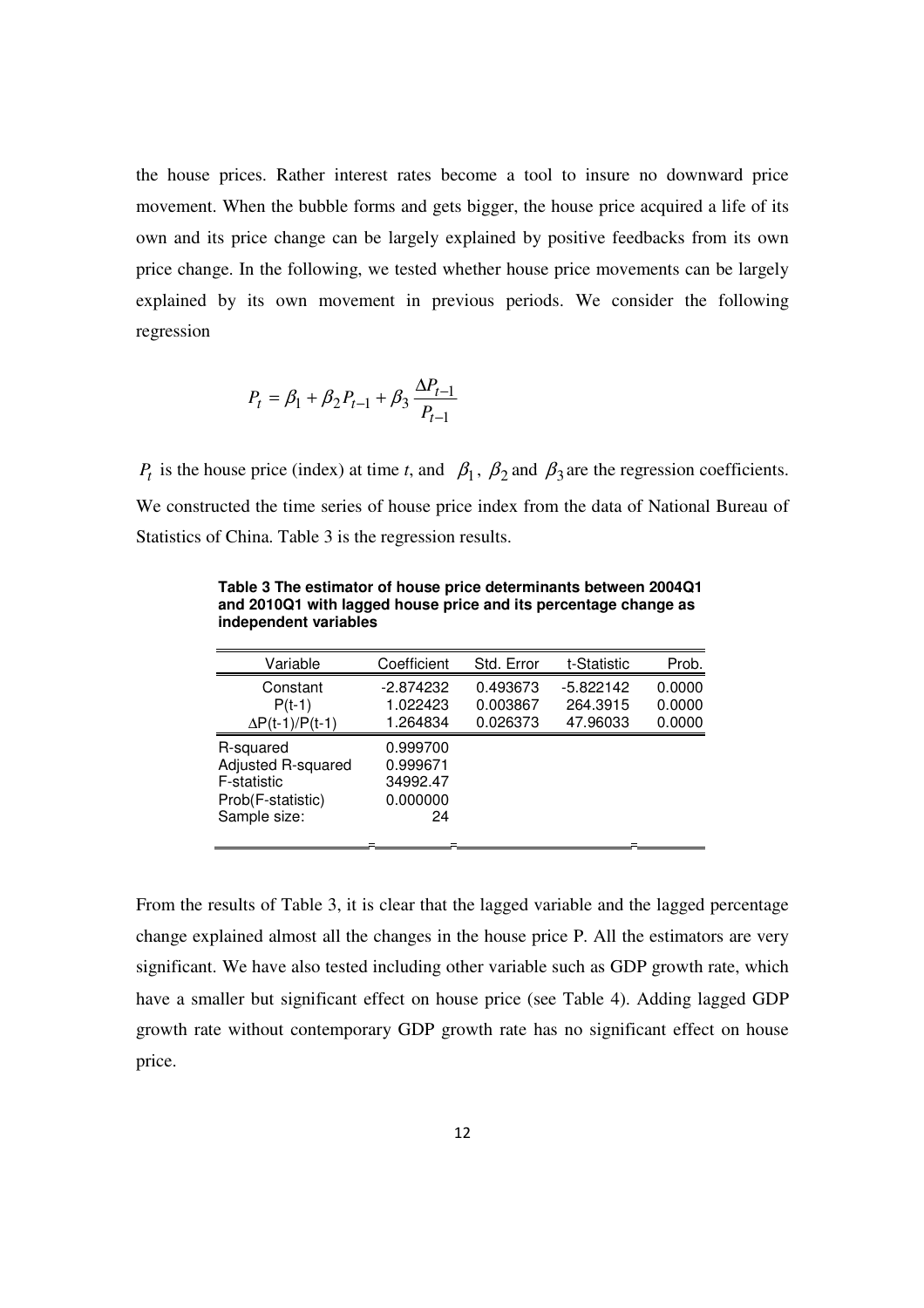the house prices. Rather interest rates become a tool to insure no downward price movement. When the bubble forms and gets bigger, the house price acquired a life of its own and its price change can be largely explained by positive feedbacks from its own price change. In the following, we tested whether house price movements can be largely explained by its own movement in previous periods. We consider the following regression

$$P_t = \beta_1 + \beta_2 P_{t-1} + \beta_3 \frac{\Delta P_{t-1}}{P_{t-1}}$$

$P_t$ is the house price (index) at time *t*, and $\beta_1$, $\beta_2$ and $\beta_3$ are the regression coefficients. We constructed the time series of house price index from the data of National Bureau of Statistics of China. Table 3 is the regression results.

**Table 3 The estimator of house price determinants between 2004Q1 and 2010Q1 with lagged house price and its percentage change as independent variables**

| Variable | Coefficient | Std. Error | t-Statistic | Prob. |
|---|---|---|---|---|
| Constant | -2.874232 | 0.493673 | -5.822142 | 0.0000 |
| P(t-1) | 1.022423 | 0.003867 | 264.3915 | 0.0000 |
| ΔP(t-1)/P(t-1) | 1.264834 | 0.026373 | 47.96033 | 0.0000 |
| R-squared | 0.999700 | | | |
| Adjusted R-squared | 0.999671 | | | |
| F-statistic | 34992.47 | | | |
| Prob(F-statistic) | 0.000000 | | | |
| Sample size: | 24 | | | |

From the results of Table 3, it is clear that the lagged variable and the lagged percentage change explained almost all the changes in the house price P. All the estimators are very significant. We have also tested including other variable such as GDP growth rate, which have a smaller but significant effect on house price (see Table 4). Adding lagged GDP growth rate without contemporary GDP growth rate has no significant effect on house price.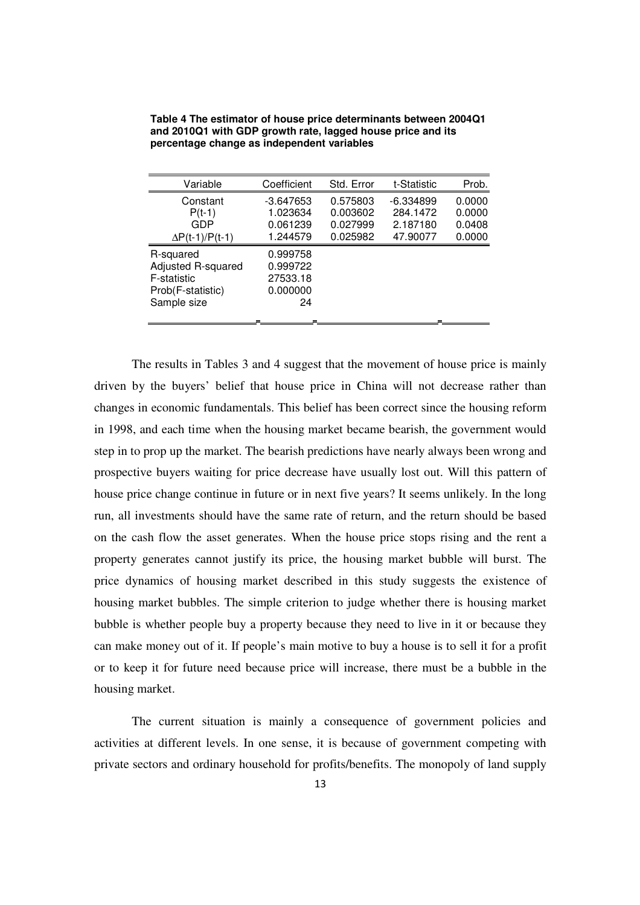**Table 4 The estimator of house price determinants between 2004Q1 and 2010Q1 with GDP growth rate, lagged house price and its percentage change as independent variables**

| Variable | Coefficient | Std. Error | t-Statistic | Prob. |
|---|---|---|---|---|
| Constant | -3.647653 | 0.575803 | -6.334899 | 0.0000 |
| P(t-1) | 1.023634 | 0.003602 | 284.1472 | 0.0000 |
| GDP | 0.061239 | 0.027999 | 2.187180 | 0.0408 |
| $\Delta$P(t-1)/P(t-1) | 1.244579 | 0.025982 | 47.90077 | 0.0000 |
| R-squared | 0.999758 | | | |
| Adjusted R-squared | 0.999722 | | | |
| F-statistic | 27533.18 | | | |
| Prob(F-statistic) | 0.000000 | | | |
| Sample size | 24 | | | |

The results in Tables 3 and 4 suggest that the movement of house price is mainly driven by the buyers' belief that house price in China will not decrease rather than changes in economic fundamentals. This belief has been correct since the housing reform in 1998, and each time when the housing market became bearish, the government would step in to prop up the market. The bearish predictions have nearly always been wrong and prospective buyers waiting for price decrease have usually lost out. Will this pattern of house price change continue in future or in next five years? It seems unlikely. In the long run, all investments should have the same rate of return, and the return should be based on the cash flow the asset generates. When the house price stops rising and the rent a property generates cannot justify its price, the housing market bubble will burst. The price dynamics of housing market described in this study suggests the existence of housing market bubbles. The simple criterion to judge whether there is housing market bubble is whether people buy a property because they need to live in it or because they can make money out of it. If people's main motive to buy a house is to sell it for a profit or to keep it for future need because price will increase, there must be a bubble in the housing market.

The current situation is mainly a consequence of government policies and activities at different levels. In one sense, it is because of government competing with private sectors and ordinary household for profits/benefits. The monopoly of land supply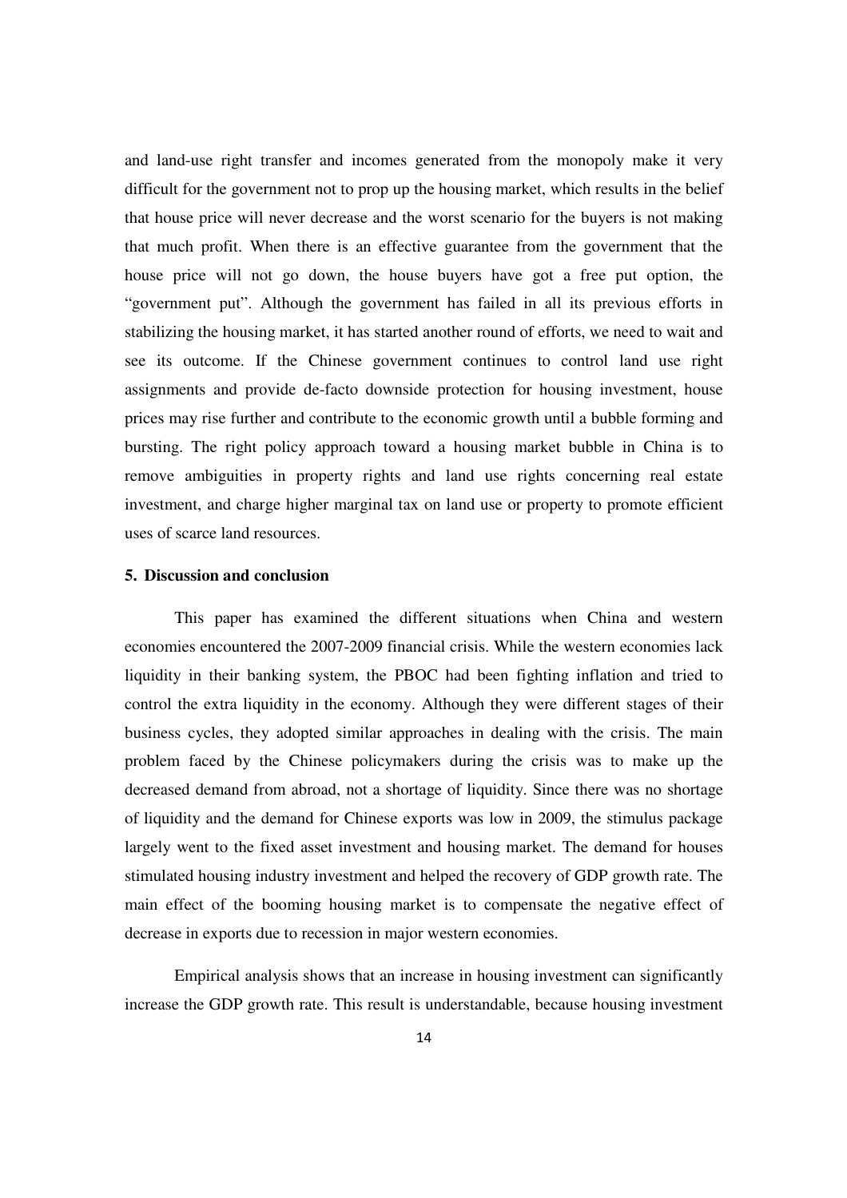and land-use right transfer and incomes generated from the monopoly make it very difficult for the government not to prop up the housing market, which results in the belief that house price will never decrease and the worst scenario for the buyers is not making that much profit. When there is an effective guarantee from the government that the house price will not go down, the house buyers have got a free put option, the "government put". Although the government has failed in all its previous efforts in stabilizing the housing market, it has started another round of efforts, we need to wait and see its outcome. If the Chinese government continues to control land use right assignments and provide de-facto downside protection for housing investment, house prices may rise further and contribute to the economic growth until a bubble forming and bursting. The right policy approach toward a housing market bubble in China is to remove ambiguities in property rights and land use rights concerning real estate investment, and charge higher marginal tax on land use or property to promote efficient uses of scarce land resources.

## 5. Discussion and conclusion

This paper has examined the different situations when China and western economies encountered the 2007-2009 financial crisis. While the western economies lack liquidity in their banking system, the PBOC had been fighting inflation and tried to control the extra liquidity in the economy. Although they were different stages of their business cycles, they adopted similar approaches in dealing with the crisis. The main problem faced by the Chinese policymakers during the crisis was to make up the decreased demand from abroad, not a shortage of liquidity. Since there was no shortage of liquidity and the demand for Chinese exports was low in 2009, the stimulus package largely went to the fixed asset investment and housing market. The demand for houses stimulated housing industry investment and helped the recovery of GDP growth rate. The main effect of the booming housing market is to compensate the negative effect of decrease in exports due to recession in major western economies.

Empirical analysis shows that an increase in housing investment can significantly increase the GDP growth rate. This result is understandable, because housing investment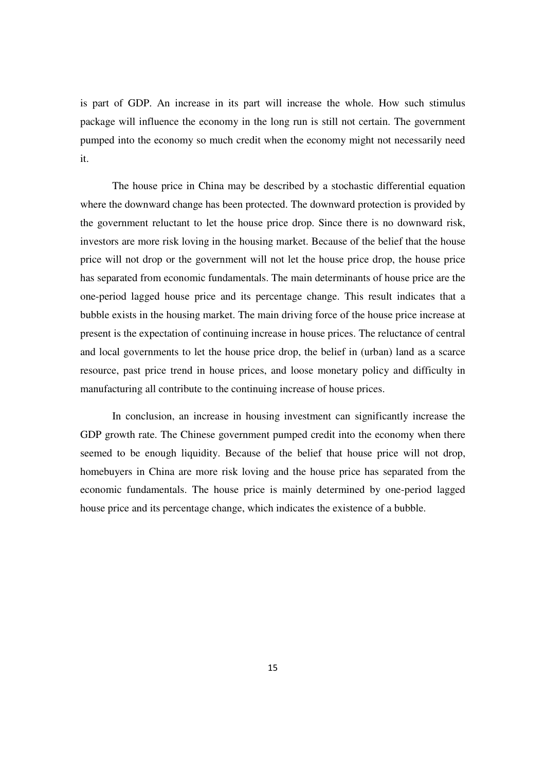is part of GDP. An increase in its part will increase the whole. How such stimulus package will influence the economy in the long run is still not certain. The government pumped into the economy so much credit when the economy might not necessarily need it.

The house price in China may be described by a stochastic differential equation where the downward change has been protected. The downward protection is provided by the government reluctant to let the house price drop. Since there is no downward risk, investors are more risk loving in the housing market. Because of the belief that the house price will not drop or the government will not let the house price drop, the house price has separated from economic fundamentals. The main determinants of house price are the one-period lagged house price and its percentage change. This result indicates that a bubble exists in the housing market. The main driving force of the house price increase at present is the expectation of continuing increase in house prices. The reluctance of central and local governments to let the house price drop, the belief in (urban) land as a scarce resource, past price trend in house prices, and loose monetary policy and difficulty in manufacturing all contribute to the continuing increase of house prices.

In conclusion, an increase in housing investment can significantly increase the GDP growth rate. The Chinese government pumped credit into the economy when there seemed to be enough liquidity. Because of the belief that house price will not drop, homebuyers in China are more risk loving and the house price has separated from the economic fundamentals. The house price is mainly determined by one-period lagged house price and its percentage change, which indicates the existence of a bubble.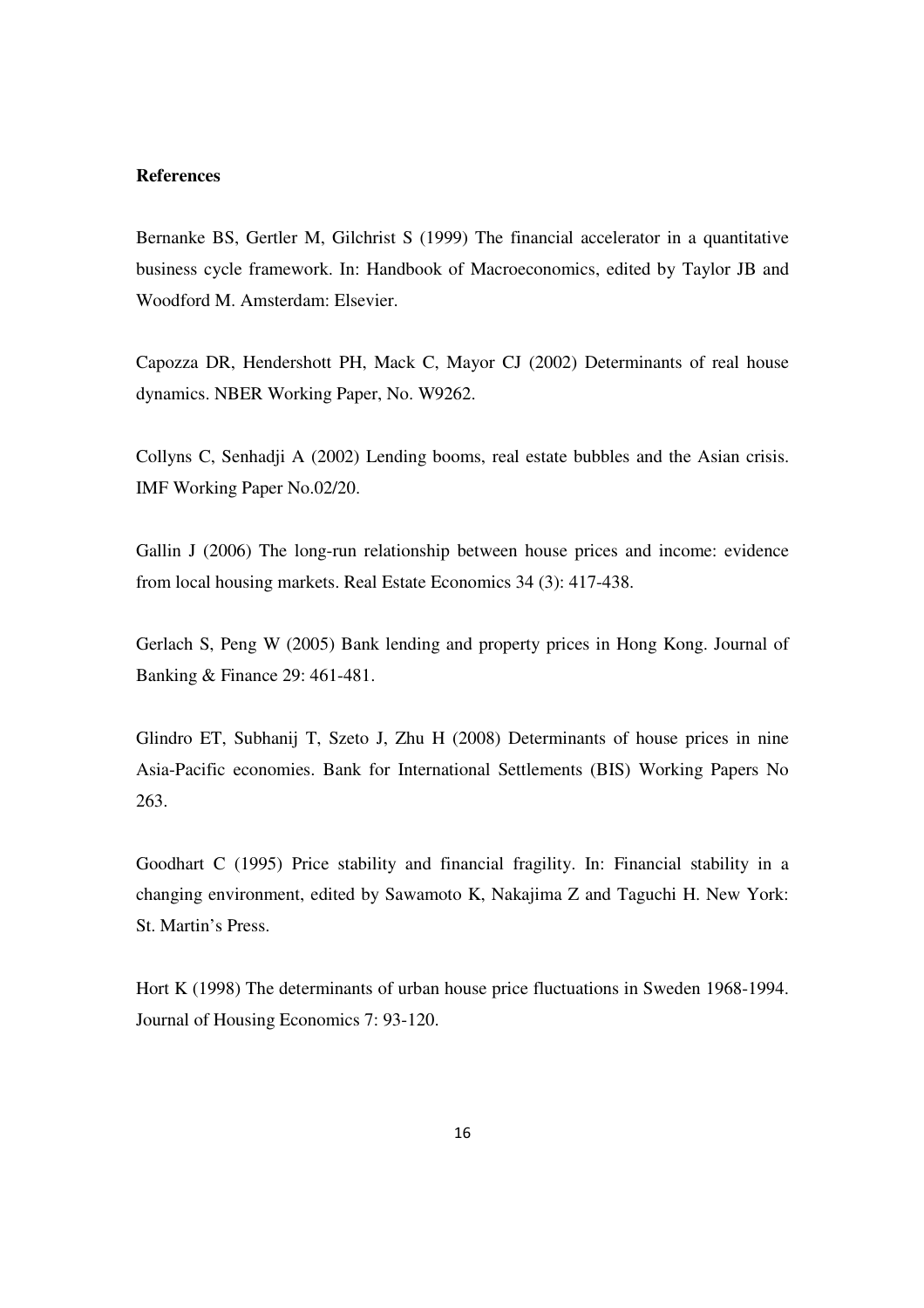**References**

Bernanke BS, Gertler M, Gilchrist S (1999) The financial accelerator in a quantitative business cycle framework. In: Handbook of Macroeconomics, edited by Taylor JB and Woodford M. Amsterdam: Elsevier.

Capozza DR, Hendershott PH, Mack C, Mayor CJ (2002) Determinants of real house dynamics. NBER Working Paper, No. W9262.

Collyns C, Senhadji A (2002) Lending booms, real estate bubbles and the Asian crisis. IMF Working Paper No.02/20.

Gallin J (2006) The long-run relationship between house prices and income: evidence from local housing markets. Real Estate Economics 34 (3): 417-438.

Gerlach S, Peng W (2005) Bank lending and property prices in Hong Kong. Journal of Banking & Finance 29: 461-481.

Glindro ET, Subhanij T, Szeto J, Zhu H (2008) Determinants of house prices in nine Asia-Pacific economies. Bank for International Settlements (BIS) Working Papers No 263.

Goodhart C (1995) Price stability and financial fragility. In: Financial stability in a changing environment, edited by Sawamoto K, Nakajima Z and Taguchi H. New York: St. Martin's Press.

Hort K (1998) The determinants of urban house price fluctuations in Sweden 1968-1994. Journal of Housing Economics 7: 93-120.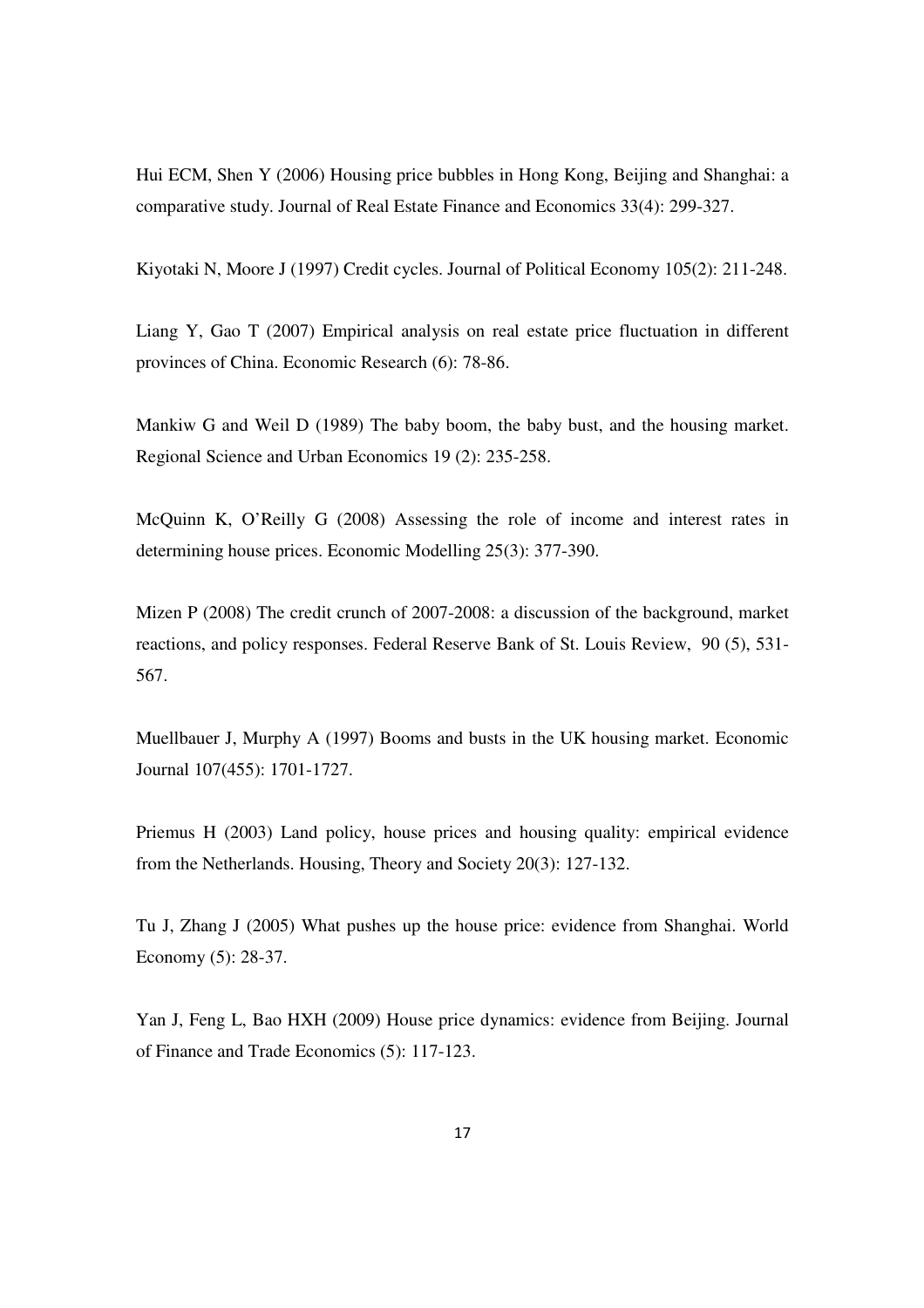Hui ECM, Shen Y (2006) Housing price bubbles in Hong Kong, Beijing and Shanghai: a comparative study. Journal of Real Estate Finance and Economics 33(4): 299-327.

Kiyotaki N, Moore J (1997) Credit cycles. Journal of Political Economy 105(2): 211-248.

Liang Y, Gao T (2007) Empirical analysis on real estate price fluctuation in different provinces of China. Economic Research (6): 78-86.

Mankiw G and Weil D (1989) The baby boom, the baby bust, and the housing market. Regional Science and Urban Economics 19 (2): 235-258.

McQuinn K, O'Reilly G (2008) Assessing the role of income and interest rates in determining house prices. Economic Modelling 25(3): 377-390.

Mizen P (2008) The credit crunch of 2007-2008: a discussion of the background, market reactions, and policy responses. Federal Reserve Bank of St. Louis Review, 90 (5), 531-567.

Muellbauer J, Murphy A (1997) Booms and busts in the UK housing market. Economic Journal 107(455): 1701-1727.

Priemus H (2003) Land policy, house prices and housing quality: empirical evidence from the Netherlands. Housing, Theory and Society 20(3): 127-132.

Tu J, Zhang J (2005) What pushes up the house price: evidence from Shanghai. World Economy (5): 28-37.

Yan J, Feng L, Bao HXH (2009) House price dynamics: evidence from Beijing. Journal of Finance and Trade Economics (5): 117-123.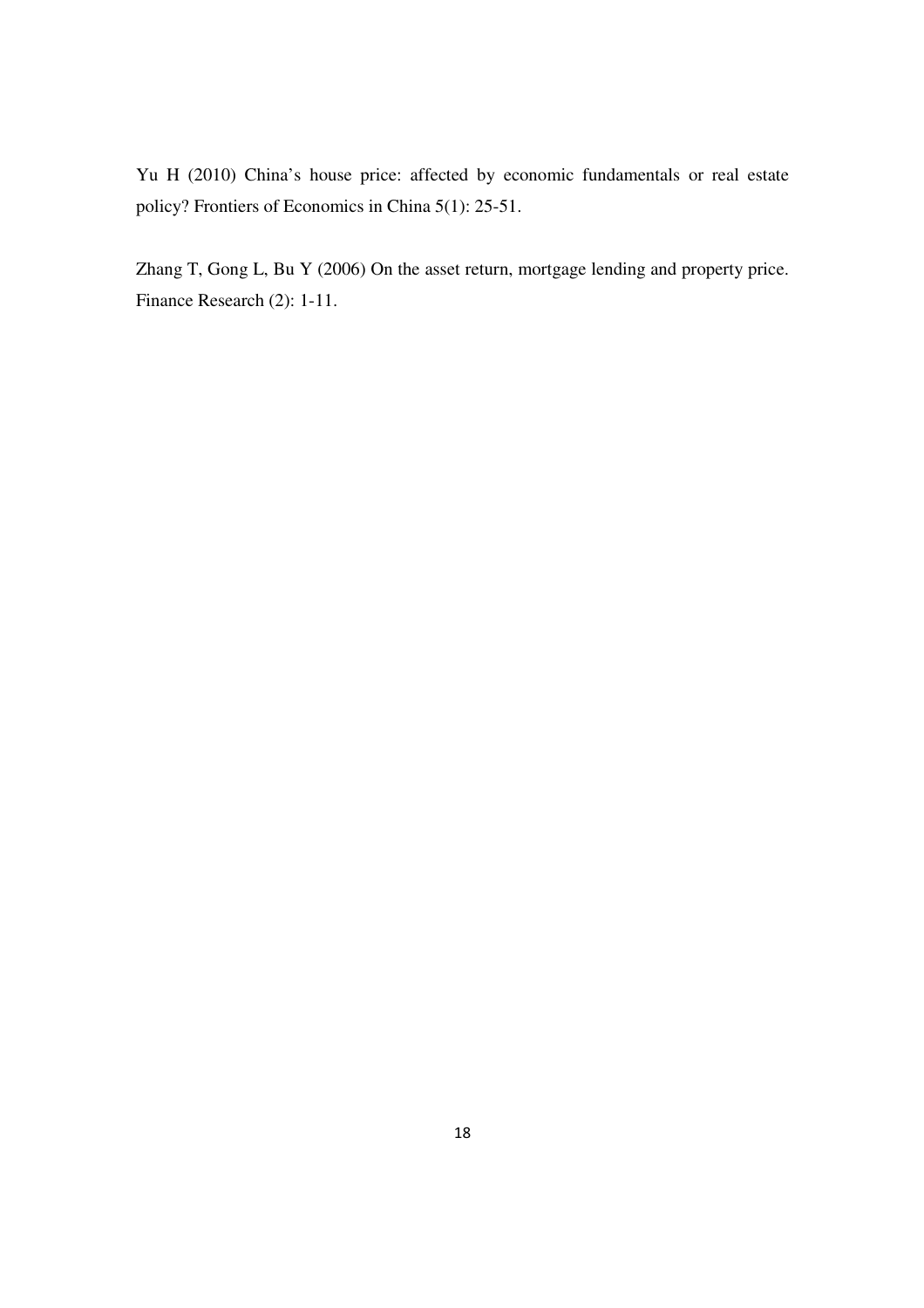Yu H (2010) China's house price: affected by economic fundamentals or real estate policy? Frontiers of Economics in China 5(1): 25-51.

Zhang T, Gong L, Bu Y (2006) On the asset return, mortgage lending and property price. Finance Research (2): 1-11.